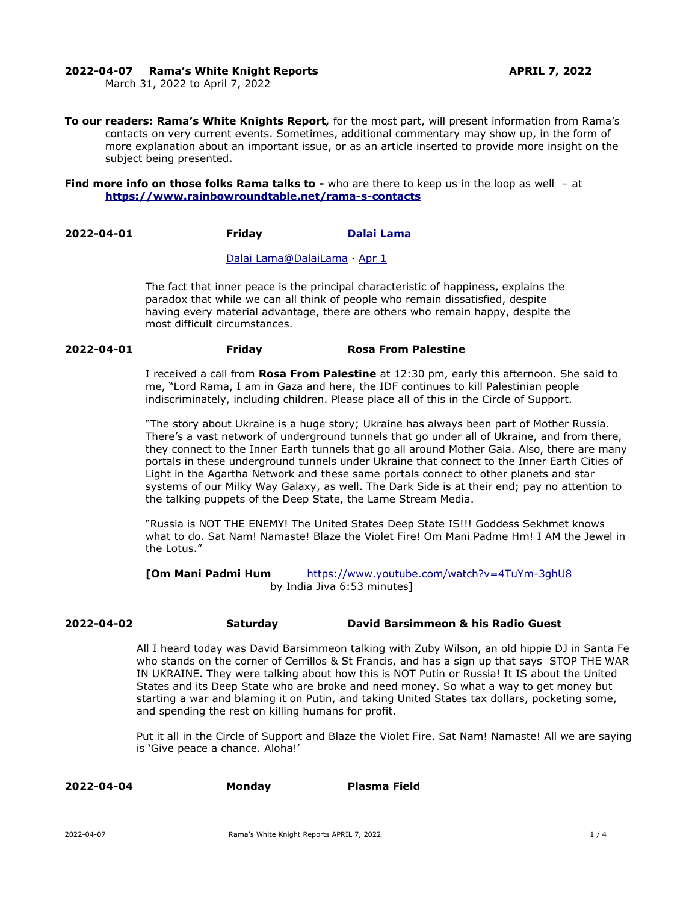**2022-04-07 Rama's White Knight Reports APRIL 7, 2022**
March 31, 2022 to April 7, 2022

**To our readers: Rama's White Knights Report,** for the most part, will present information from Rama's contacts on very current events. Sometimes, additional commentary may show up, in the form of more explanation about an important issue, or as an article inserted to provide more insight on the subject being presented.

**Find more info on those folks Rama talks to -** who are there to keep us in the loop as well – at **https://www.rainbowroundtable.net/rama-s-contacts**

**2022-04-01 Friday Dalai Lama**

Dalai Lama@DalaiLama · Apr 1

The fact that inner peace is the principal characteristic of happiness, explains the paradox that while we can all think of people who remain dissatisfied, despite having every material advantage, there are others who remain happy, despite the most difficult circumstances.

**2022-04-01 Friday Rosa From Palestine**

I received a call from **Rosa From Palestine** at 12:30 pm, early this afternoon. She said to me, "Lord Rama, I am in Gaza and here, the IDF continues to kill Palestinian people indiscriminately, including children. Please place all of this in the Circle of Support.

"The story about Ukraine is a huge story; Ukraine has always been part of Mother Russia. There's a vast network of underground tunnels that go under all of Ukraine, and from there, they connect to the Inner Earth tunnels that go all around Mother Gaia. Also, there are many portals in these underground tunnels under Ukraine that connect to the Inner Earth Cities of Light in the Agartha Network and these same portals connect to other planets and star systems of our Milky Way Galaxy, as well. The Dark Side is at their end; pay no attention to the talking puppets of the Deep State, the Lame Stream Media.

"Russia is NOT THE ENEMY! The United States Deep State IS!!! Goddess Sekhmet knows what to do. Sat Nam! Namaste! Blaze the Violet Fire! Om Mani Padme Hm! I AM the Jewel in the Lotus."

**[Om Mani Padmi Hum** https://www.youtube.com/watch?v=4TuYm-3ghU8 by India Jiva 6:53 minutes]

**2022-04-02 Saturday David Barsimmeon & his Radio Guest**

All I heard today was David Barsimmeon talking with Zuby Wilson, an old hippie DJ in Santa Fe who stands on the corner of Cerrillos & St Francis, and has a sign up that says STOP THE WAR IN UKRAINE. They were talking about how this is NOT Putin or Russia! It IS about the United States and its Deep State who are broke and need money. So what a way to get money but starting a war and blaming it on Putin, and taking United States tax dollars, pocketing some, and spending the rest on killing humans for profit.

Put it all in the Circle of Support and Blaze the Violet Fire. Sat Nam! Namaste! All we are saying is 'Give peace a chance. Aloha!'

**2022-04-04 Monday Plasma Field**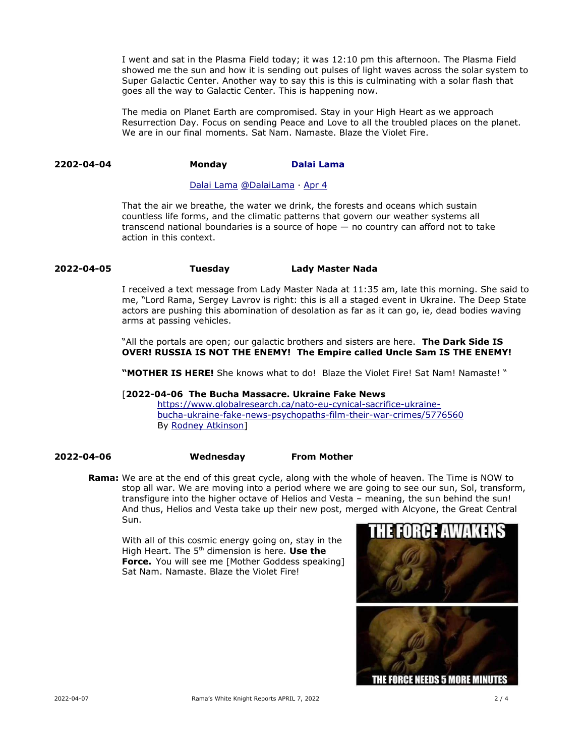I went and sat in the Plasma Field today; it was 12:10 pm this afternoon. The Plasma Field showed me the sun and how it is sending out pulses of light waves across the solar system to Super Galactic Center. Another way to say this is this is culminating with a solar flash that goes all the way to Galactic Center. This is happening now.

The media on Planet Earth are compromised. Stay in your High Heart as we approach Resurrection Day. Focus on sending Peace and Love to all the troubled places on the planet. We are in our final moments. Sat Nam. Namaste. Blaze the Violet Fire.

**2202-04-04 Monday Dalai Lama**

Dalai Lama @DalaiLama · Apr 4

That the air we breathe, the water we drink, the forests and oceans which sustain countless life forms, and the climatic patterns that govern our weather systems all transcend national boundaries is a source of hope — no country can afford not to take action in this context.

**2022-04-05 Tuesday Lady Master Nada**

I received a text message from Lady Master Nada at 11:35 am, late this morning. She said to me, "Lord Rama, Sergey Lavrov is right: this is all a staged event in Ukraine. The Deep State actors are pushing this abomination of desolation as far as it can go, ie, dead bodies waving arms at passing vehicles.

"All the portals are open; our galactic brothers and sisters are here. **The Dark Side IS OVER! RUSSIA IS NOT THE ENEMY! The Empire called Uncle Sam IS THE ENEMY!**

**"MOTHER IS HERE!** She knows what to do! Blaze the Violet Fire! Sat Nam! Namaste! "

[**2022-04-06 The Bucha Massacre. Ukraine Fake News**
https://www.globalresearch.ca/nato-eu-cynical-sacrifice-ukraine-bucha-ukraine-fake-news-psychopaths-film-their-war-crimes/5776560
By Rodney Atkinson]

**2022-04-06 Wednesday From Mother**

**Rama:** We are at the end of this great cycle, along with the whole of heaven. The Time is NOW to stop all war. We are moving into a period where we are going to see our sun, Sol, transform, transfigure into the higher octave of Helios and Vesta – meaning, the sun behind the sun! And thus, Helios and Vesta take up their new post, merged with Alcyone, the Great Central Sun.

With all of this cosmic energy going on, stay in the High Heart. The 5th dimension is here. **Use the Force.** You will see me [Mother Goddess speaking] Sat Nam. Namaste. Blaze the Violet Fire!

THE FORCE AWAKENS

THE FORCE NEEDS 5 MORE MINUTES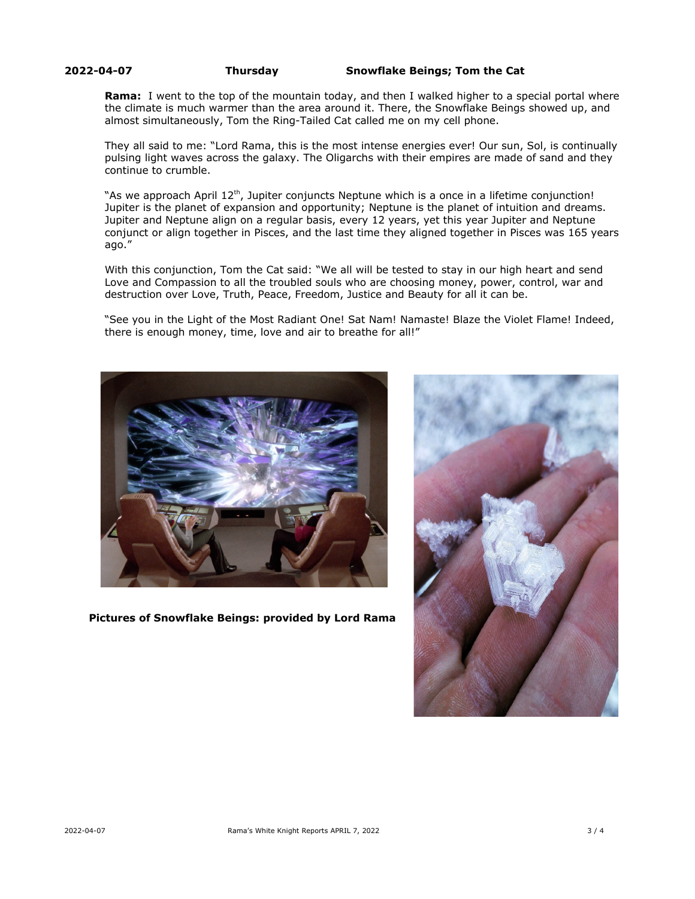**2022-04-07 Thursday Snowflake Beings; Tom the Cat**

**Rama:** I went to the top of the mountain today, and then I walked higher to a special portal where the climate is much warmer than the area around it. There, the Snowflake Beings showed up, and almost simultaneously, Tom the Ring-Tailed Cat called me on my cell phone.

They all said to me: "Lord Rama, this is the most intense energies ever! Our sun, Sol, is continually pulsing light waves across the galaxy. The Oligarchs with their empires are made of sand and they continue to crumble.

"As we approach April 12th, Jupiter conjuncts Neptune which is a once in a lifetime conjunction! Jupiter is the planet of expansion and opportunity; Neptune is the planet of intuition and dreams. Jupiter and Neptune align on a regular basis, every 12 years, yet this year Jupiter and Neptune conjunct or align together in Pisces, and the last time they aligned together in Pisces was 165 years ago."

With this conjunction, Tom the Cat said: "We all will be tested to stay in our high heart and send Love and Compassion to all the troubled souls who are choosing money, power, control, war and destruction over Love, Truth, Peace, Freedom, Justice and Beauty for all it can be.

"See you in the Light of the Most Radiant One! Sat Nam! Namaste! Blaze the Violet Flame! Indeed, there is enough money, time, love and air to breathe for all!"

**Pictures of Snowflake Beings: provided by Lord Rama**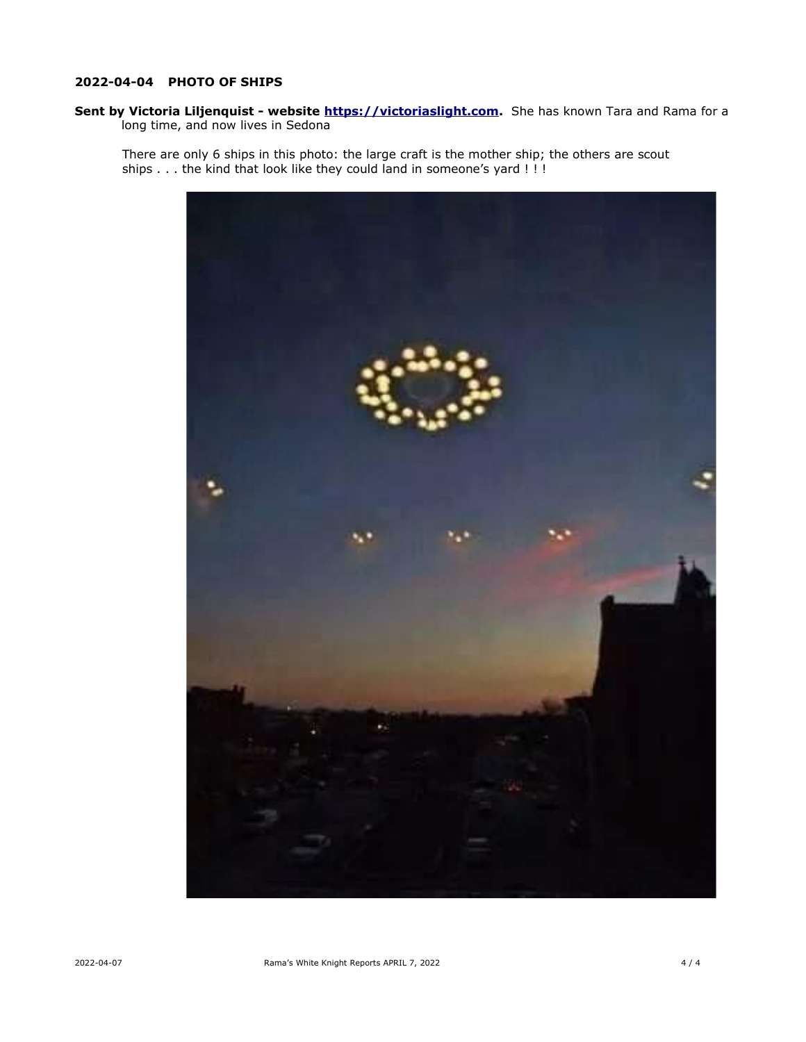**2022-04-04 PHOTO OF SHIPS**

**Sent by Victoria Liljenquist - website [https://victoriaslight.com](https://victoriaslight.com).** She has known Tara and Rama for a long time, and now lives in Sedona

There are only 6 ships in this photo: the large craft is the mother ship; the others are scout ships . . . the kind that look like they could land in someone's yard ! ! !